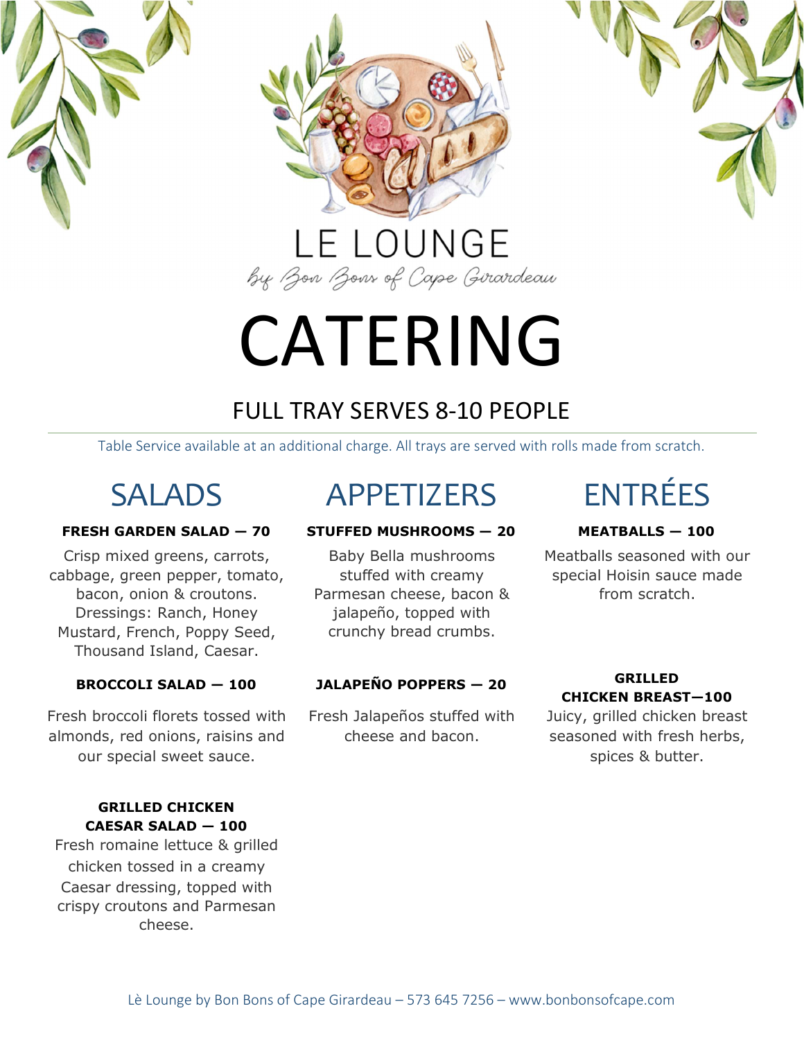# LE LOUNGE

*by Bon Bons of Cape Girardeau*

# CATERING

## FULL TRAY SERVES 8-10 PEOPLE

Table Service available at an additional charge. All trays are served with rolls made from scratch.

## SALADS

**FRESH GARDEN SALAD — 70**

Crisp mixed greens, carrots, cabbage, green pepper, tomato, bacon, onion & croutons. Dressings: Ranch, Honey Mustard, French, Poppy Seed, Thousand Island, Caesar.

**BROCCOLI SALAD — 100**

Fresh broccoli florets tossed with almonds, red onions, raisins and our special sweet sauce.

**GRILLED CHICKEN CAESAR SALAD — 100**

Fresh romaine lettuce & grilled chicken tossed in a creamy Caesar dressing, topped with crispy croutons and Parmesan cheese.

## APPETIZERS

**STUFFED MUSHROOMS — 20**

Baby Bella mushrooms stuffed with creamy Parmesan cheese, bacon & jalapeño, topped with crunchy bread crumbs.

**JALAPEÑO POPPERS — 20**

Fresh Jalapeños stuffed with cheese and bacon.

## ENTRÉES

**MEATBALLS — 100**

Meatballs seasoned with our special Hoisin sauce made from scratch.

**GRILLED CHICKEN BREAST—100**

Juicy, grilled chicken breast seasoned with fresh herbs, spices & butter.

Lè Lounge by Bon Bons of Cape Girardeau – 573 645 7256 – www.bonbonsofcape.com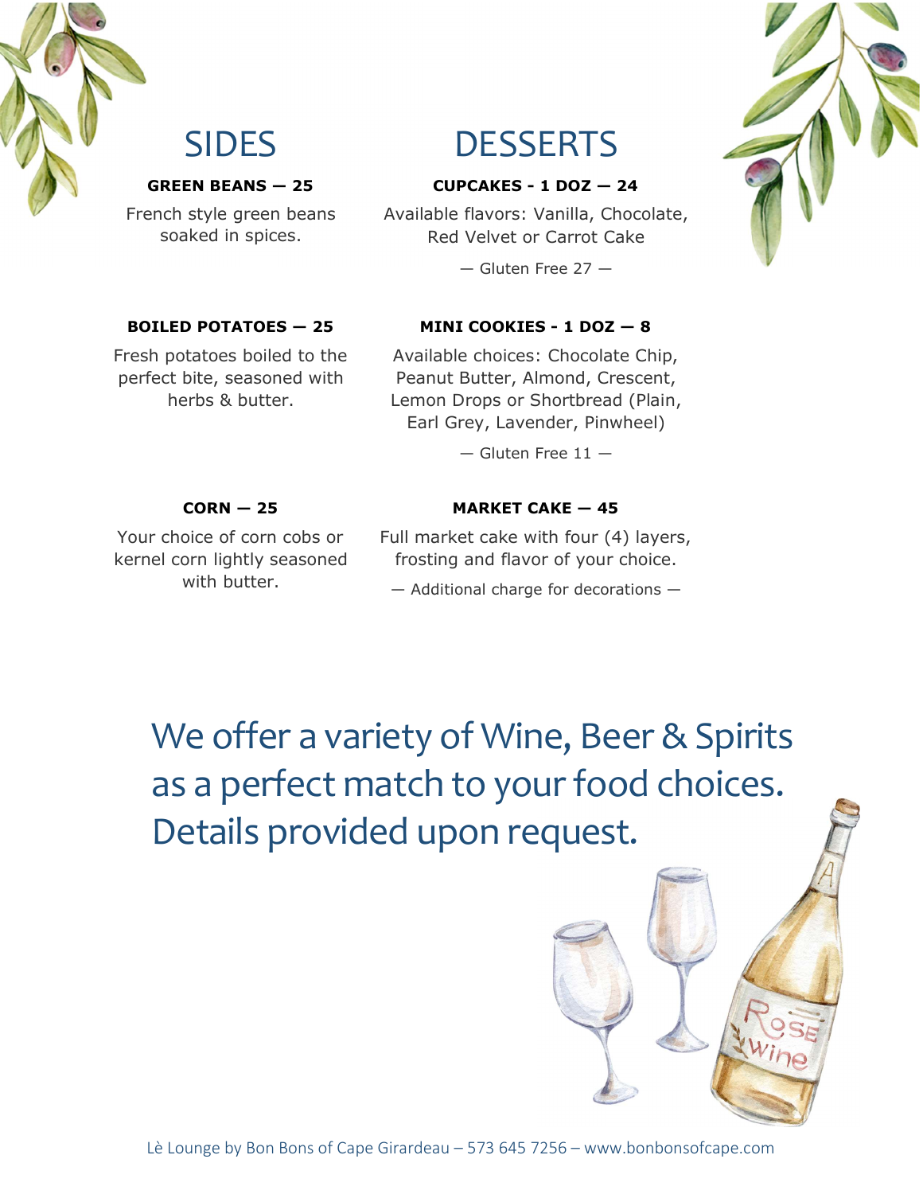## SIDES

**GREEN BEANS — 25**

French style green beans soaked in spices.

**BOILED POTATOES — 25**

Fresh potatoes boiled to the perfect bite, seasoned with herbs & butter.

**CORN — 25**

Your choice of corn cobs or kernel corn lightly seasoned with butter.

## DESSERTS

**CUPCAKES - 1 DOZ — 24**

Available flavors: Vanilla, Chocolate, Red Velvet or Carrot Cake

— Gluten Free 27 —

**MINI COOKIES - 1 DOZ — 8**

Available choices: Chocolate Chip, Peanut Butter, Almond, Crescent, Lemon Drops or Shortbread (Plain, Earl Grey, Lavender, Pinwheel)

— Gluten Free 11 —

**MARKET CAKE — 45**

Full market cake with four (4) layers, frosting and flavor of your choice.

— Additional charge for decorations —

We offer a variety of Wine, Beer & Spirits as a perfect match to your food choices. Details provided upon request.

Lè Lounge by Bon Bons of Cape Girardeau – 573 645 7256 – www.bonbonsofcape.com